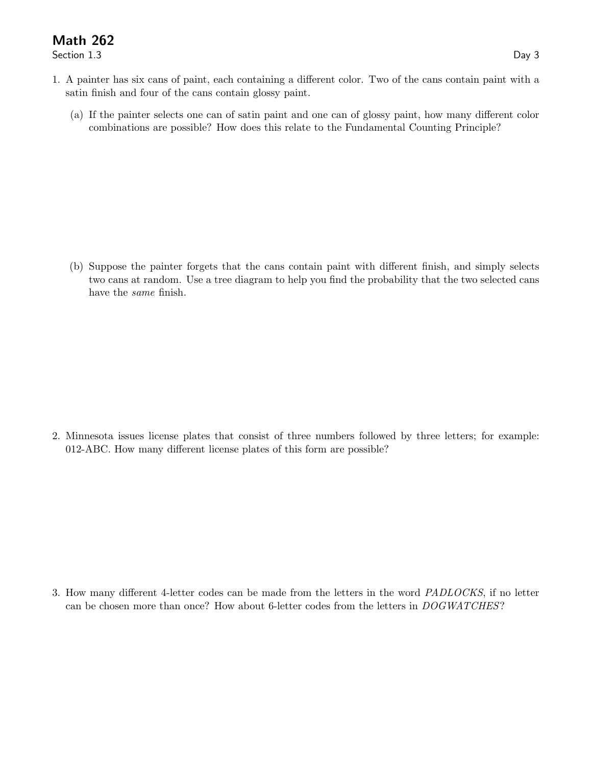# Math 262

Section 1.3 Day 3

1. A painter has six cans of paint, each containing a different color. Two of the cans contain paint with a satin finish and four of the cans contain glossy paint.

   (a) If the painter selects one can of satin paint and one can of glossy paint, how many different color combinations are possible? How does this relate to the Fundamental Counting Principle?

   (b) Suppose the painter forgets that the cans contain paint with different finish, and simply selects two cans at random. Use a tree diagram to help you find the probability that the two selected cans have the *same* finish.

2. Minnesota issues license plates that consist of three numbers followed by three letters; for example: 012-ABC. How many different license plates of this form are possible?

3. How many different 4-letter codes can be made from the letters in the word *PADLOCKS*, if no letter can be chosen more than once? How about 6-letter codes from the letters in *DOGWATCHES*?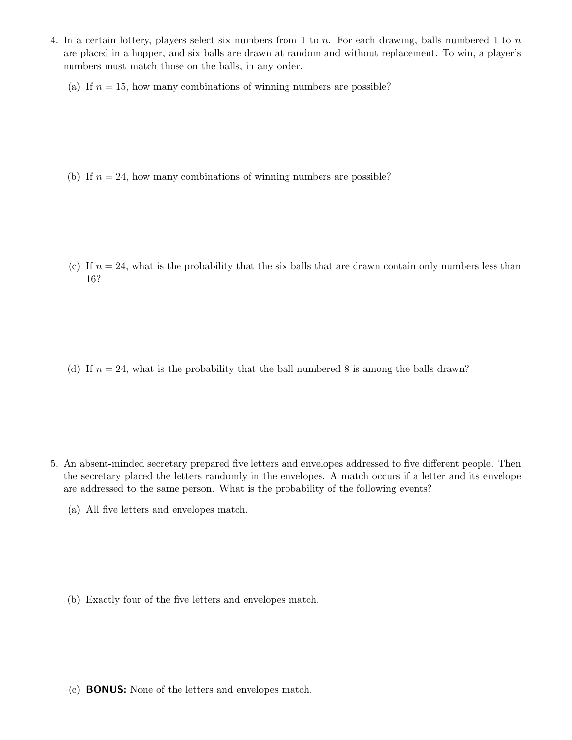4. In a certain lottery, players select six numbers from 1 to $n$. For each drawing, balls numbered 1 to $n$ are placed in a hopper, and six balls are drawn at random and without replacement. To win, a player's numbers must match those on the balls, in any order.

   (a) If $n = 15$, how many combinations of winning numbers are possible?

   (b) If $n = 24$, how many combinations of winning numbers are possible?

   (c) If $n = 24$, what is the probability that the six balls that are drawn contain only numbers less than 16?

   (d) If $n = 24$, what is the probability that the ball numbered 8 is among the balls drawn?

5. An absent-minded secretary prepared five letters and envelopes addressed to five different people. Then the secretary placed the letters randomly in the envelopes. A match occurs if a letter and its envelope are addressed to the same person. What is the probability of the following events?

   (a) All five letters and envelopes match.

   (b) Exactly four of the five letters and envelopes match.

   (c) **BONUS:** None of the letters and envelopes match.